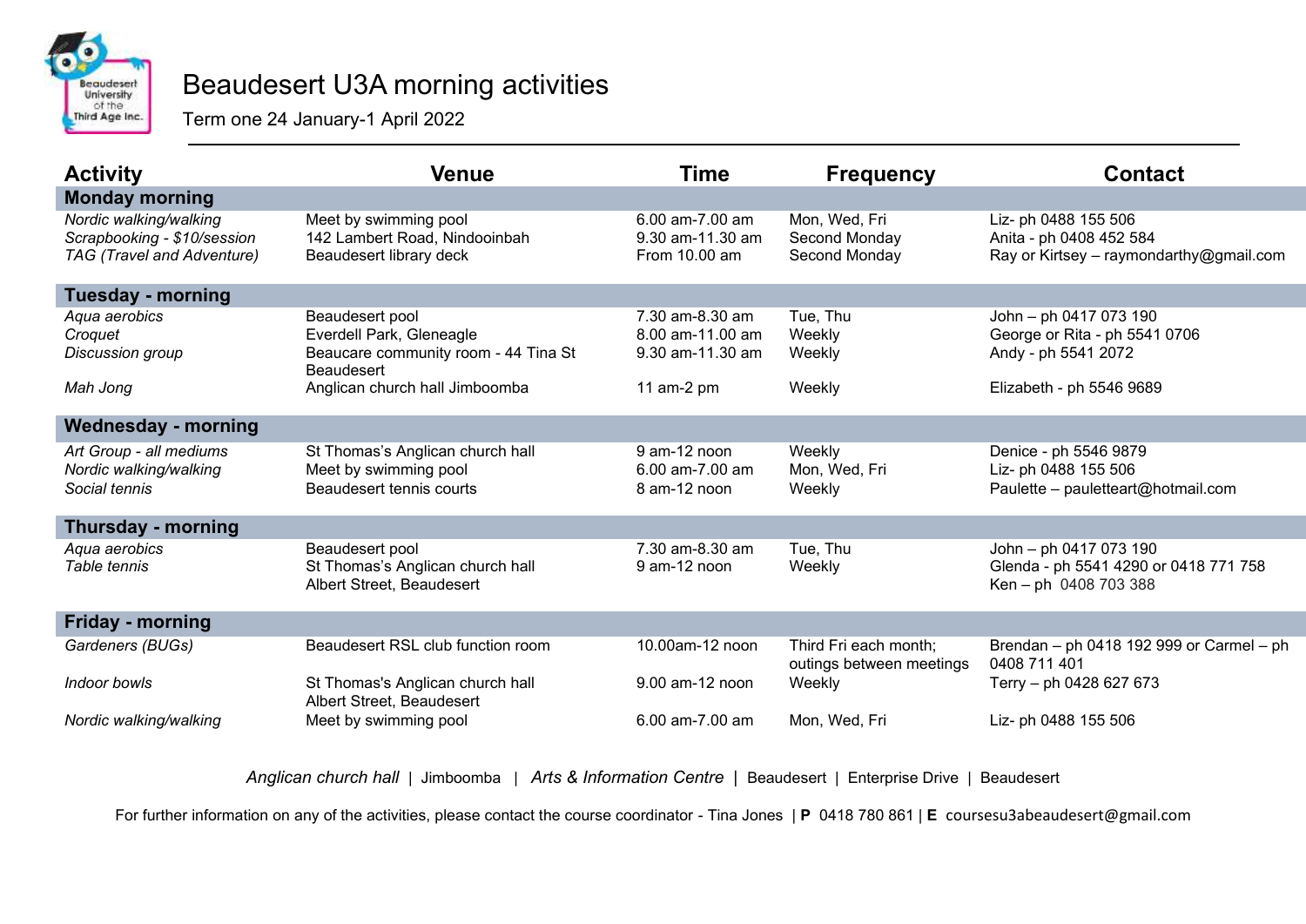# Beaudesert U3A morning activities

Term one 24 January-1 April 2022

| Activity | Venue | Time | Frequency | Contact |
|---|---|---|---|---|
| **Monday morning** | | | | |
| *Nordic walking/walking* | Meet by swimming pool | 6.00 am-7.00 am | Mon, Wed, Fri | Liz- ph 0488 155 506 |
| *Scrapbooking - $10/session* | 142 Lambert Road, Nindooinbah | 9.30 am-11.30 am | Second Monday | Anita - ph 0408 452 584 |
| *TAG (Travel and Adventure)* | Beaudesert library deck | From 10.00 am | Second Monday | Ray or Kirtsey – raymondarthy@gmail.com |
| **Tuesday - morning** | | | | |
| *Aqua aerobics* | Beaudesert pool | 7.30 am-8.30 am | Tue, Thu | John – ph 0417 073 190 |
| *Croquet* | Everdell Park, Gleneagle | 8.00 am-11.00 am | Weekly | George or Rita - ph 5541 0706 |
| *Discussion group* | Beaucare community room - 44 Tina St Beaudesert | 9.30 am-11.30 am | Weekly | Andy - ph 5541 2072 |
| *Mah Jong* | Anglican church hall Jimboomba | 11 am-2 pm | Weekly | Elizabeth - ph 5546 9689 |
| **Wednesday - morning** | | | | |
| *Art Group - all mediums* | St Thomas's Anglican church hall | 9 am-12 noon | Weekly | Denice - ph 5546 9879 |
| *Nordic walking/walking* | Meet by swimming pool | 6.00 am-7.00 am | Mon, Wed, Fri | Liz- ph 0488 155 506 |
| *Social tennis* | Beaudesert tennis courts | 8 am-12 noon | Weekly | Paulette – pauletteart@hotmail.com |
| **Thursday - morning** | | | | |
| *Aqua aerobics* | Beaudesert pool | 7.30 am-8.30 am | Tue, Thu | John – ph 0417 073 190 |
| *Table tennis* | St Thomas's Anglican church hall Albert Street, Beaudesert | 9 am-12 noon | Weekly | Glenda - ph 5541 4290 or 0418 771 758<br>Ken – ph 0408 703 388 |
| **Friday - morning** | | | | |
| *Gardeners (BUGs)* | Beaudesert RSL club function room | 10.00am-12 noon | Third Fri each month; outings between meetings | Brendan – ph 0418 192 999 or Carmel – ph 0408 711 401 |
| *Indoor bowls* | St Thomas's Anglican church hall Albert Street, Beaudesert | 9.00 am-12 noon | Weekly | Terry – ph 0428 627 673 |
| *Nordic walking/walking* | Meet by swimming pool | 6.00 am-7.00 am | Mon, Wed, Fri | Liz- ph 0488 155 506 |

*Anglican church hall* | Jimboomba | *Arts & Information Centre* | Beaudesert | Enterprise Drive | Beaudesert

For further information on any of the activities, please contact the course coordinator - Tina Jones | **P** 0418 780 861 | **E** coursesu3abeaudesert@gmail.com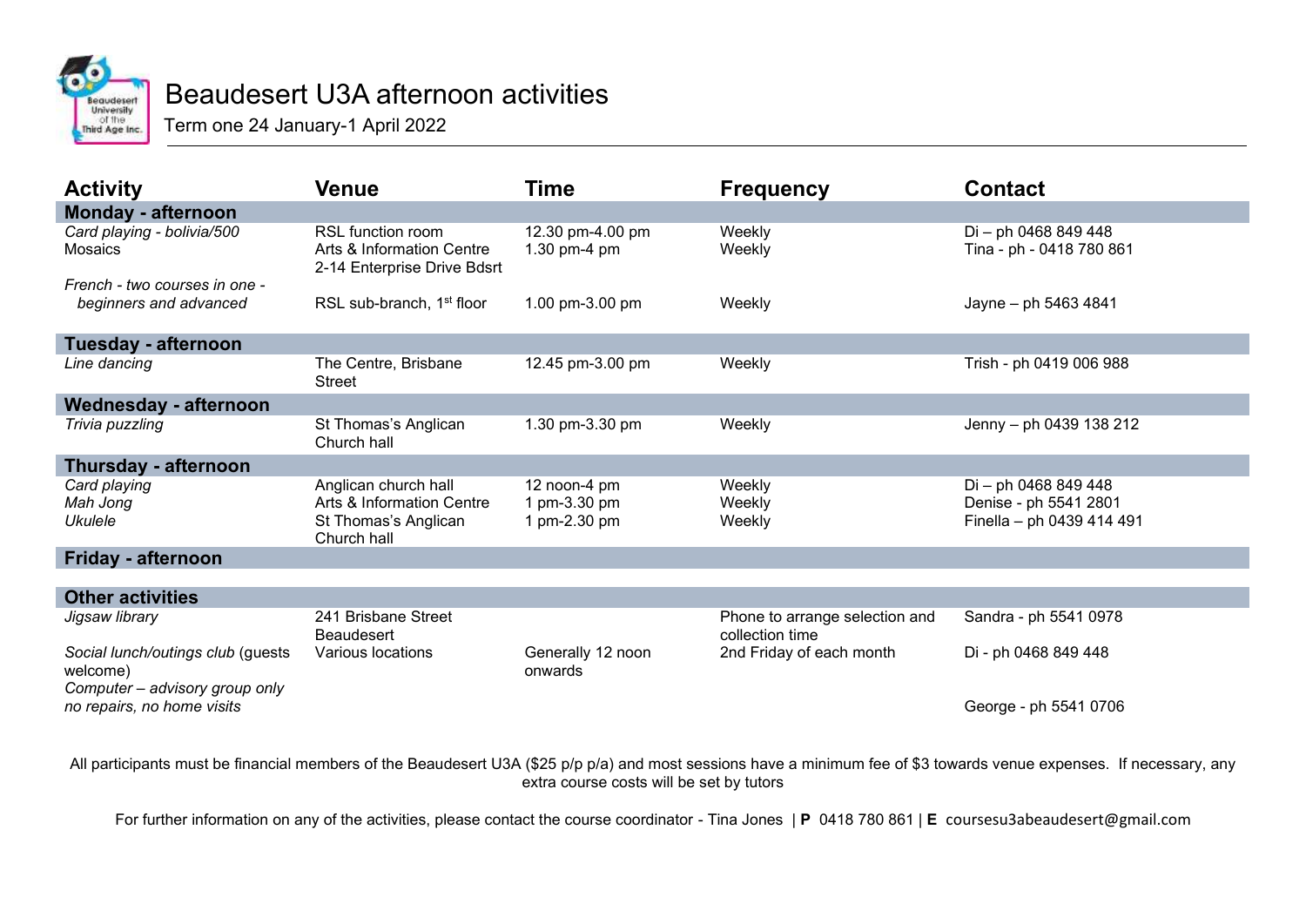# Beaudesert U3A afternoon activities

Term one 24 January-1 April 2022

| Activity | Venue | Time | Frequency | Contact |
|---|---|---|---|---|
| **Monday - afternoon** | | | | |
| *Card playing - bolivia/500* | RSL function room | 12.30 pm-4.00 pm | Weekly | Di – ph 0468 849 448 |
| Mosaics | Arts & Information Centre 2-14 Enterprise Drive Bdsrt | 1.30 pm-4 pm | Weekly | Tina - ph - 0418 780 861 |
| *French - two courses in one - beginners and advanced* | RSL sub-branch, 1st floor | 1.00 pm-3.00 pm | Weekly | Jayne – ph 5463 4841 |
| **Tuesday - afternoon** | | | | |
| *Line dancing* | The Centre, Brisbane Street | 12.45 pm-3.00 pm | Weekly | Trish - ph 0419 006 988 |
| **Wednesday - afternoon** | | | | |
| *Trivia puzzling* | St Thomas's Anglican Church hall | 1.30 pm-3.30 pm | Weekly | Jenny – ph 0439 138 212 |
| **Thursday - afternoon** | | | | |
| *Card playing* | Anglican church hall | 12 noon-4 pm | Weekly | Di – ph 0468 849 448 |
| *Mah Jong* | Arts & Information Centre | 1 pm-3.30 pm | Weekly | Denise - ph 5541 2801 |
| *Ukulele* | St Thomas's Anglican Church hall | 1 pm-2.30 pm | Weekly | Finella – ph 0439 414 491 |
| **Friday - afternoon** | | | | |
| **Other activities** | | | | |
| *Jigsaw library* | 241 Brisbane Street Beaudesert | | Phone to arrange selection and collection time | Sandra - ph 5541 0978 |
| *Social lunch/outings club* (guests welcome) | Various locations | Generally 12 noon onwards | 2nd Friday of each month | Di - ph 0468 849 448 |
| *Computer – advisory group only no repairs, no home visits* | | | | George - ph 5541 0706 |

All participants must be financial members of the Beaudesert U3A ($25 p/p p/a) and most sessions have a minimum fee of $3 towards venue expenses. If necessary, any extra course costs will be set by tutors

For further information on any of the activities, please contact the course coordinator - Tina Jones | **P** 0418 780 861 | **E** coursesu3abeaudesert@gmail.com